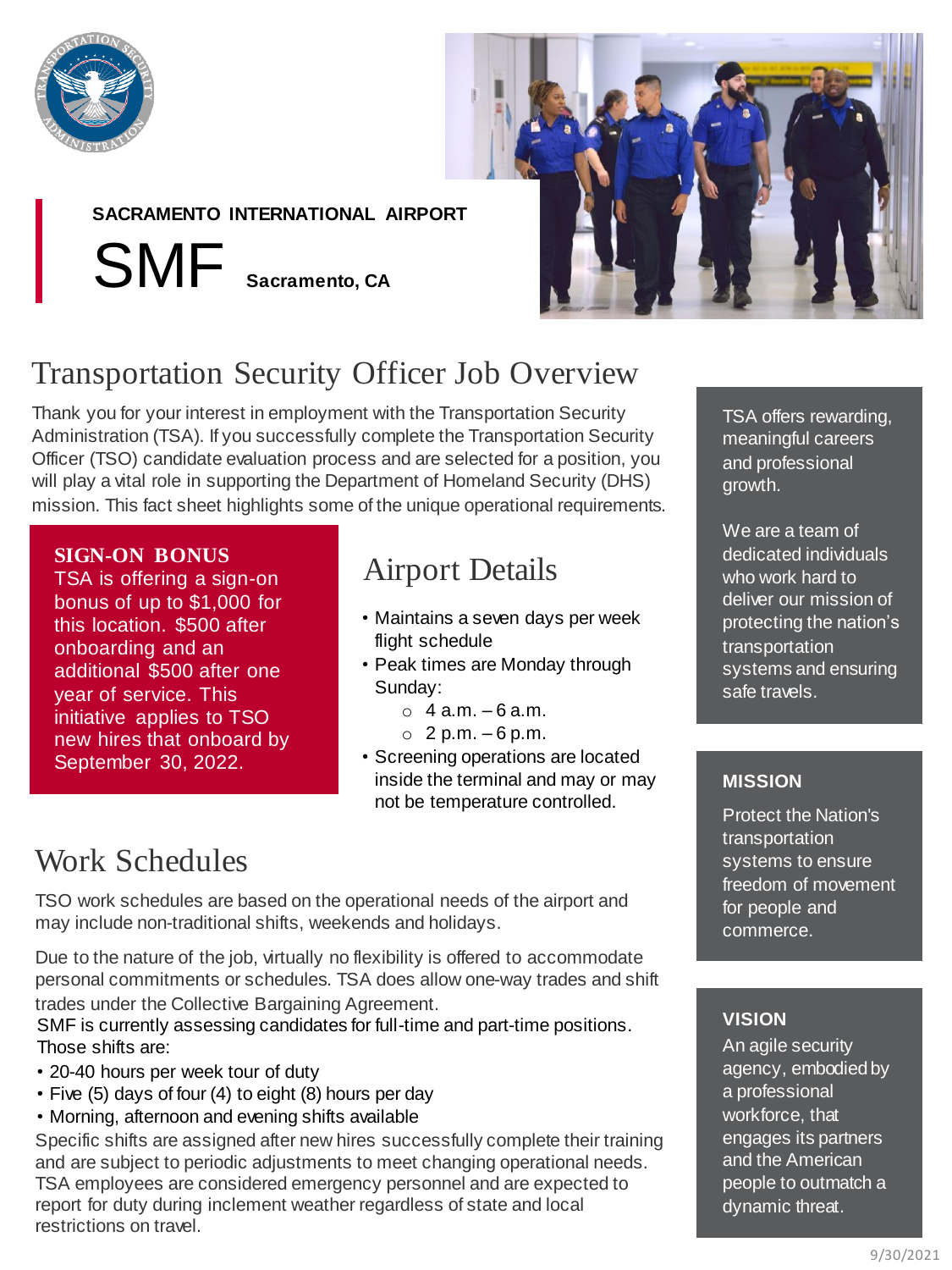SACRAMENTO INTERNATIONAL AIRPORT

# SMF Sacramento, CA

## Transportation Security Officer Job Overview

Thank you for your interest in employment with the Transportation Security Administration (TSA). If you successfully complete the Transportation Security Officer (TSO) candidate evaluation process and are selected for a position, you will play a vital role in supporting the Department of Homeland Security (DHS) mission. This fact sheet highlights some of the unique operational requirements.

**SIGN-ON BONUS**

TSA is offering a sign-on bonus of up to $1,000 for this location. $500 after onboarding and an additional $500 after one year of service. This initiative applies to TSO new hires that onboard by September 30, 2022.

## Airport Details

- Maintains a seven days per week flight schedule
- Peak times are Monday through Sunday:
  - 4 a.m. – 6 a.m.
  - 2 p.m. – 6 p.m.
- Screening operations are located inside the terminal and may or may not be temperature controlled.

## Work Schedules

TSO work schedules are based on the operational needs of the airport and may include non-traditional shifts, weekends and holidays.

Due to the nature of the job, virtually no flexibility is offered to accommodate personal commitments or schedules. TSA does allow one-way trades and shift trades under the Collective Bargaining Agreement.

SMF is currently assessing candidates for full-time and part-time positions. Those shifts are:

- 20-40 hours per week tour of duty
- Five (5) days of four (4) to eight (8) hours per day
- Morning, afternoon and evening shifts available

Specific shifts are assigned after new hires successfully complete their training and are subject to periodic adjustments to meet changing operational needs. TSA employees are considered emergency personnel and are expected to report for duty during inclement weather regardless of state and local restrictions on travel.

TSA offers rewarding, meaningful careers and professional growth.

We are a team of dedicated individuals who work hard to deliver our mission of protecting the nation's transportation systems and ensuring safe travels.

**MISSION**

Protect the Nation's transportation systems to ensure freedom of movement for people and commerce.

**VISION**

An agile security agency, embodied by a professional workforce, that engages its partners and the American people to outmatch a dynamic threat.

9/30/2021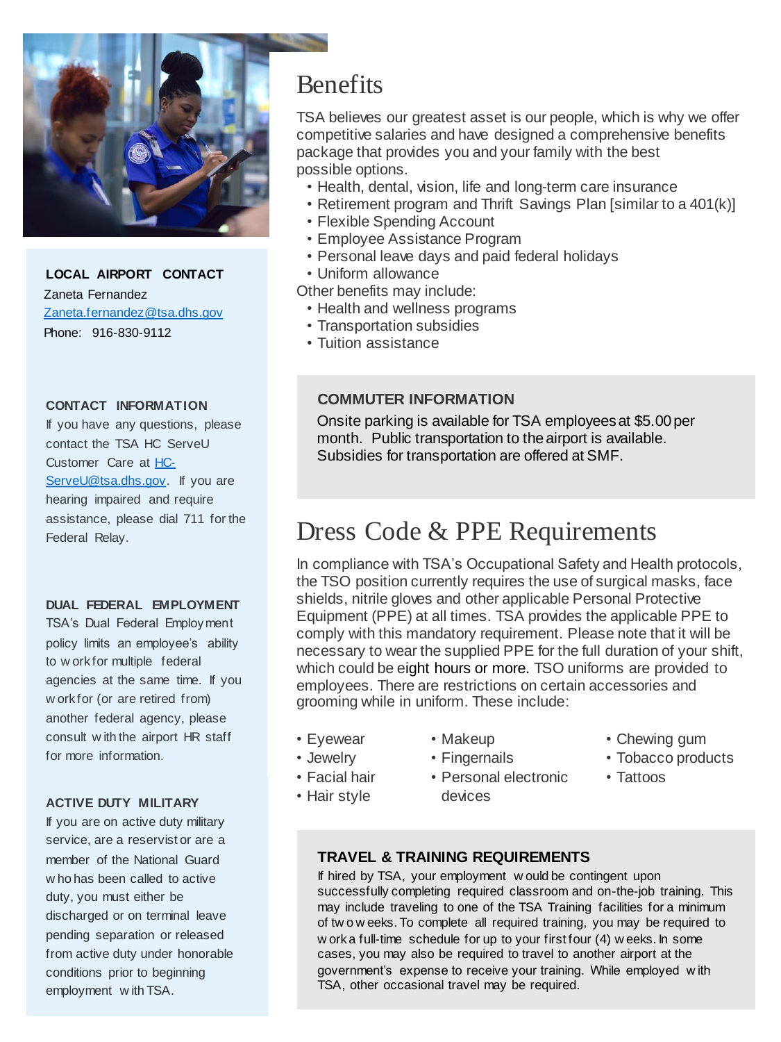**LOCAL AIRPORT CONTACT**
Zaneta Fernandez
Zaneta.fernandez@tsa.dhs.gov
Phone: 916-830-9112

**CONTACT INFORMATION**
If you have any questions, please contact the TSA HC ServeU Customer Care at HC-ServeU@tsa.dhs.gov. If you are hearing impaired and require assistance, please dial 711 for the Federal Relay.

**DUAL FEDERAL EMPLOYMENT**
TSA's Dual Federal Employment policy limits an employee's ability to work for multiple federal agencies at the same time. If you work for (or are retired from) another federal agency, please consult with the airport HR staff for more information.

**ACTIVE DUTY MILITARY**
If you are on active duty military service, are a reservist or are a member of the National Guard who has been called to active duty, you must either be discharged or on terminal leave pending separation or released from active duty under honorable conditions prior to beginning employment with TSA.

# Benefits

TSA believes our greatest asset is our people, which is why we offer competitive salaries and have designed a comprehensive benefits package that provides you and your family with the best possible options.

- Health, dental, vision, life and long-term care insurance
- Retirement program and Thrift Savings Plan [similar to a 401(k)]
- Flexible Spending Account
- Employee Assistance Program
- Personal leave days and paid federal holidays
- Uniform allowance

Other benefits may include:

- Health and wellness programs
- Transportation subsidies
- Tuition assistance

**COMMUTER INFORMATION**

Onsite parking is available for TSA employees at $5.00 per month. Public transportation to the airport is available. Subsidies for transportation are offered at SMF.

# Dress Code & PPE Requirements

In compliance with TSA's Occupational Safety and Health protocols, the TSO position currently requires the use of surgical masks, face shields, nitrile gloves and other applicable Personal Protective Equipment (PPE) at all times. TSA provides the applicable PPE to comply with this mandatory requirement. Please note that it will be necessary to wear the supplied PPE for the full duration of your shift, which could be eight hours or more. TSO uniforms are provided to employees. There are restrictions on certain accessories and grooming while in uniform. These include:

- Eyewear
- Jewelry
- Facial hair
- Hair style
- Makeup
- Fingernails
- Personal electronic devices
- Chewing gum
- Tobacco products
- Tattoos

**TRAVEL & TRAINING REQUIREMENTS**

If hired by TSA, your employment would be contingent upon successfully completing required classroom and on-the-job training. This may include traveling to one of the TSA Training facilities for a minimum of two weeks. To complete all required training, you may be required to work a full-time schedule for up to your first four (4) weeks. In some cases, you may also be required to travel to another airport at the government's expense to receive your training. While employed with TSA, other occasional travel may be required.